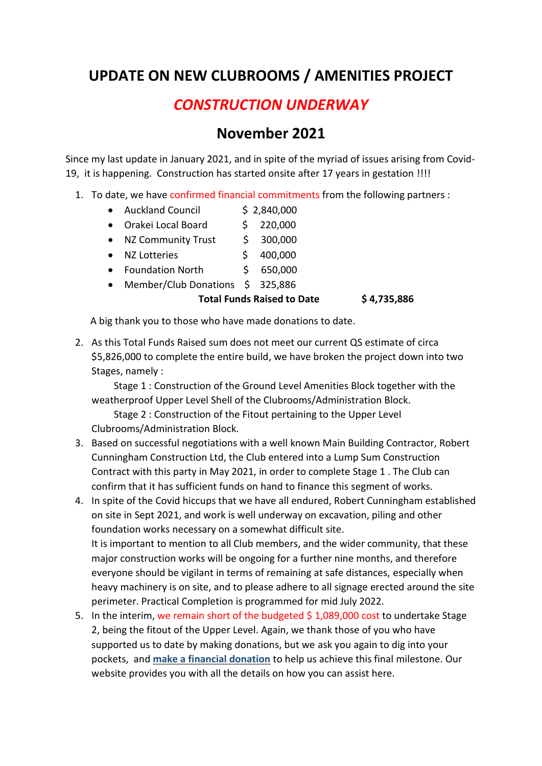# UPDATE ON NEW CLUBROOMS / AMENITIES PROJECT

## *CONSTRUCTION UNDERWAY*

## November 2021

Since my last update in January 2021, and in spite of the myriad of issues arising from Covid-19, it is happening. Construction has started onsite after 17 years in gestation !!!!

1. To date, we have confirmed financial commitments from the following partners :
   - Auckland Council $ 2,840,000
   - Orakei Local Board $ 220,000
   - NZ Community Trust $ 300,000
   - NZ Lotteries $ 400,000
   - Foundation North $ 650,000
   - Member/Club Donations $ 325,886

   **Total Funds Raised to Date $ 4,735,886**

   A big thank you to those who have made donations to date.

2. As this Total Funds Raised sum does not meet our current QS estimate of circa $5,826,000 to complete the entire build, we have broken the project down into two Stages, namely :

   Stage 1 : Construction of the Ground Level Amenities Block together with the weatherproof Upper Level Shell of the Clubrooms/Administration Block.

   Stage 2 : Construction of the Fitout pertaining to the Upper Level Clubrooms/Administration Block.

3. Based on successful negotiations with a well known Main Building Contractor, Robert Cunningham Construction Ltd, the Club entered into a Lump Sum Construction Contract with this party in May 2021, in order to complete Stage 1 . The Club can confirm that it has sufficient funds on hand to finance this segment of works.

4. In spite of the Covid hiccups that we have all endured, Robert Cunningham established on site in Sept 2021, and work is well underway on excavation, piling and other foundation works necessary on a somewhat difficult site.

   It is important to mention to all Club members, and the wider community, that these major construction works will be ongoing for a further nine months, and therefore everyone should be vigilant in terms of remaining at safe distances, especially when heavy machinery is on site, and to please adhere to all signage erected around the site perimeter. Practical Completion is programmed for mid July 2022.

5. In the interim, we remain short of the budgeted $ 1,089,000 cost to undertake Stage 2, being the fitout of the Upper Level. Again, we thank those of you who have supported us to date by making donations, but we ask you again to dig into your pockets, and **make a financial donation** to help us achieve this final milestone. Our website provides you with all the details on how you can assist here.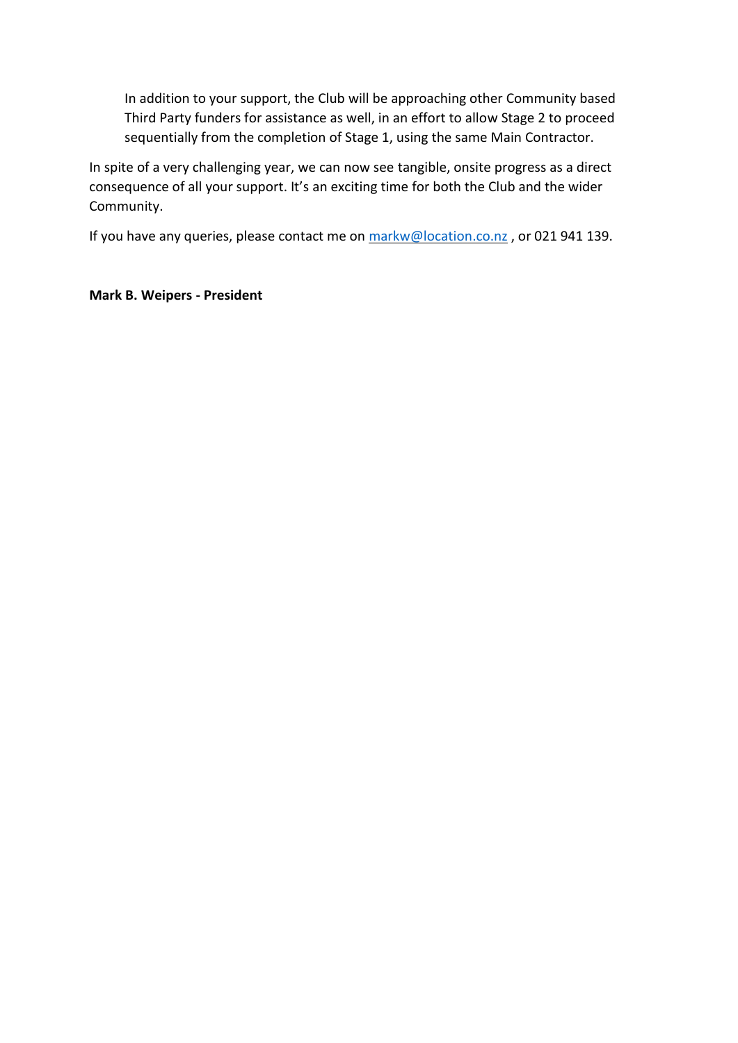In addition to your support, the Club will be approaching other Community based Third Party funders for assistance as well, in an effort to allow Stage 2 to proceed sequentially from the completion of Stage 1, using the same Main Contractor.

In spite of a very challenging year, we can now see tangible, onsite progress as a direct consequence of all your support. It's an exciting time for both the Club and the wider Community.

If you have any queries, please contact me on markw@location.co.nz , or 021 941 139.

**Mark B. Weipers - President**